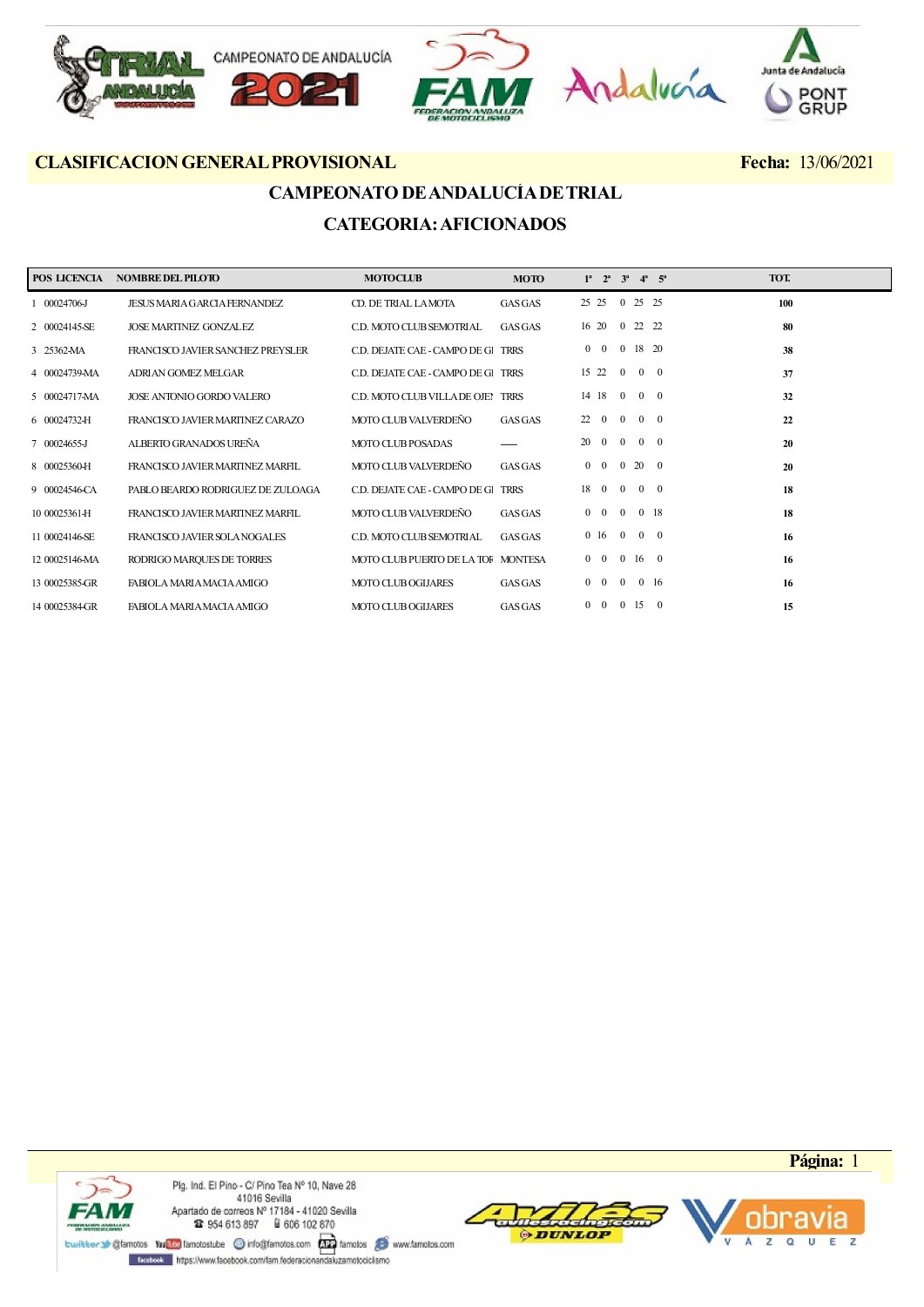**CLASIFICACION GENERAL PROVISIONAL** **Fecha:** 13/06/2021

## CAMPEONATO DE ANDALUCÍA DE TRIAL

## CATEGORIA: AFICIONADOS

| POS | LICENCIA | NOMBRE DEL PILOTO | MOTOCLUB | MOTO | 1ª | 2ª | 3ª | 4ª | 5ª | TOT. |
|---|---|---|---|---|---|---|---|---|---|---|
| 1 | 00024706-J | JESUS MARIA GARCIA FERNANDEZ | CD. DE TRIAL LA MOTA | GAS GAS | 25 | 25 | 0 | 25 | 25 | **100** |
| 2 | 00024145-SE | JOSE MARTINEZ GONZALEZ | C.D. MOTO CLUB SEMOTRIAL | GAS GAS | 16 | 20 | 0 | 22 | 22 | **80** |
| 3 | 25362-MA | FRANCISCO JAVIER SANCHEZ PREYSLER | C.D. DEJATE CAE - CAMPO DE GI | TRRS | 0 | 0 | 0 | 18 | 20 | **38** |
| 4 | 00024739-MA | ADRIAN GOMEZ MELGAR | C.D. DEJATE CAE - CAMPO DE GI | TRRS | 15 | 22 | 0 | 0 | 0 | **37** |
| 5 | 00024717-MA | JOSE ANTONIO GORDO VALERO | C.D. MOTO CLUB VILLA DE OJEN | TRRS | 14 | 18 | 0 | 0 | 0 | **32** |
| 6 | 00024732-H | FRANCISCO JAVIER MARTINEZ CARAZO | MOTO CLUB VALVERDEÑO | GAS GAS | 22 | 0 | 0 | 0 | 0 | **22** |
| 7 | 00024655-J | ALBERTO GRANADOS UREÑA | MOTO CLUB POSADAS | —— | 20 | 0 | 0 | 0 | 0 | **20** |
| 8 | 00025360-H | FRANCISCO JAVIER MARTINEZ MARFIL | MOTO CLUB VALVERDEÑO | GAS GAS | 0 | 0 | 0 | 20 | 0 | **20** |
| 9 | 00024546-CA | PABLO BEARDO RODRIGUEZ DE ZULOAGA | C.D. DEJATE CAE - CAMPO DE GI | TRRS | 18 | 0 | 0 | 0 | 0 | **18** |
| 10 | 00025361-H | FRANCISCO JAVIER MARTINEZ MARFIL | MOTO CLUB VALVERDEÑO | GAS GAS | 0 | 0 | 0 | 0 | 18 | **18** |
| 11 | 00024146-SE | FRANCISCO JAVIER SOLA NOGALES | C.D. MOTO CLUB SEMOTRIAL | GAS GAS | 0 | 16 | 0 | 0 | 0 | **16** |
| 12 | 00025146-MA | RODRIGO MARQUES DE TORRES | MOTO CLUB PUERTO DE LA TOR | MONTESA | 0 | 0 | 0 | 16 | 0 | **16** |
| 13 | 00025385-GR | FABIOLA MARIA MACIA AMIGO | MOTO CLUB OGIJARES | GAS GAS | 0 | 0 | 0 | 0 | 16 | **16** |
| 14 | 00025384-GR | FABIOLA MARIA MACIA AMIGO | MOTO CLUB OGIJARES | GAS GAS | 0 | 0 | 0 | 15 | 0 | **15** |

Plg. Ind. El Pino - C/ Pino Tea Nº 10, Nave 28
41016 Sevilla
Apartado de correos Nº 17184 - 41020 Sevilla
☎ 954 613 897 606 102 870
@famotos famotostube info@famotos.com famotos www.famotos.com
https://www.facebook.com/fam.federacionandaluzamotociclismo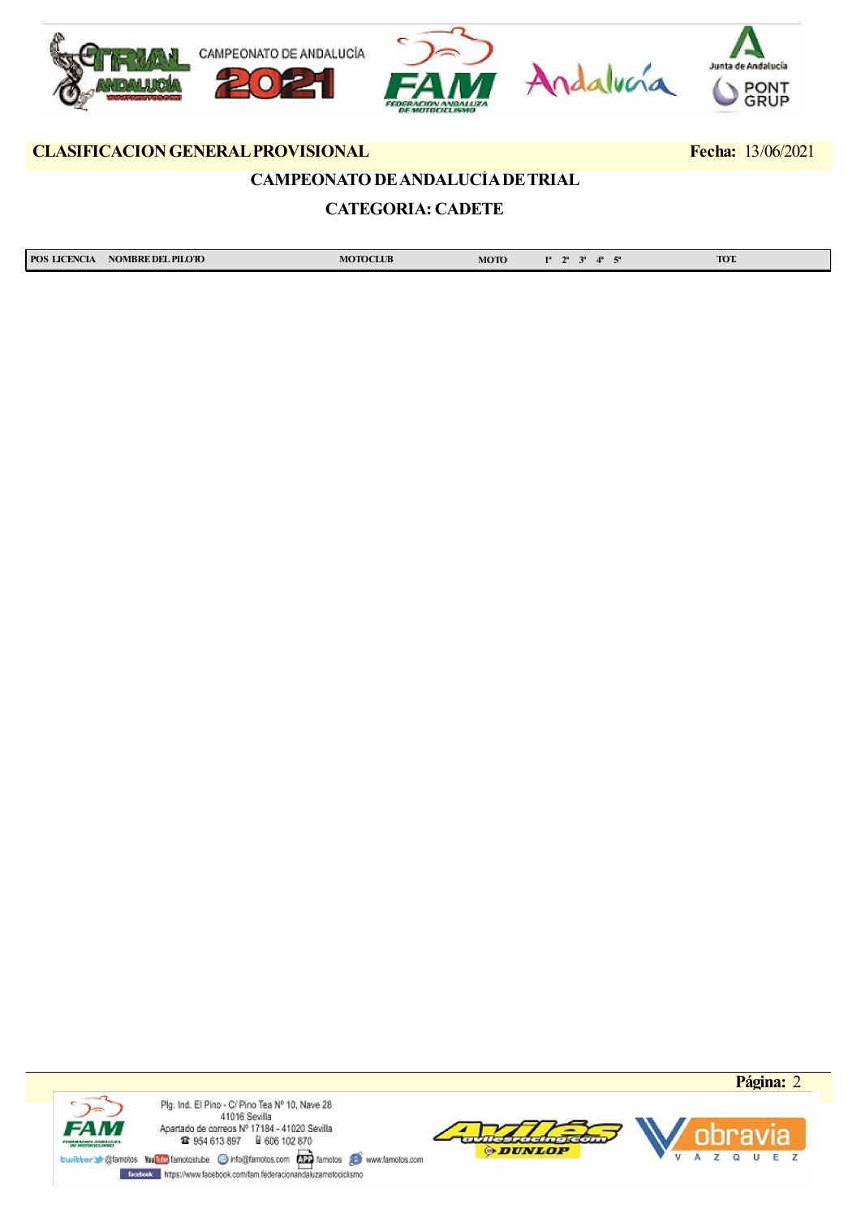**CLASIFICACION GENERAL PROVISIONAL** **Fecha:** 13/06/2021

## CAMPEONATO DE ANDALUCÍA DE TRIAL

### CATEGORIA: CADETE

| POS | LICENCIA | NOMBRE DEL PILOTO | MOTOCLUB | MOTO | 1ª | 2ª | 3ª | 4ª | 5ª | TOT. |
|---|---|---|---|---|---|---|---|---|---|---|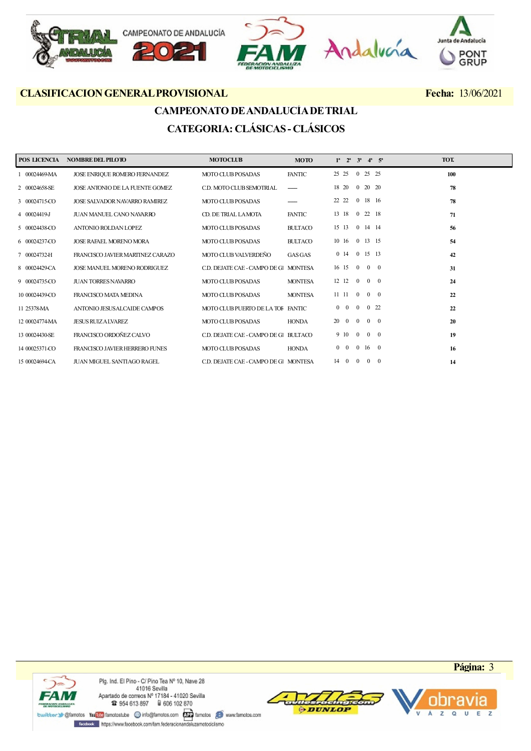**CLASIFICACION GENERAL PROVISIONAL** **Fecha:** 13/06/2021

## CAMPEONATO DE ANDALUCÍA DE TRIAL

## CATEGORIA: CLÁSICAS - CLÁSICOS

| POS | LICENCIA | NOMBRE DEL PILOTO | MOTOCLUB | MOTO | 1ª | 2ª | 3ª | 4ª | 5ª | TOT. |
|---|---|---|---|---|---|---|---|---|---|---|
| 1 | 00024469-MA | JOSE ENRIQUE ROMERO FERNANDEZ | MOTO CLUB POSADAS | FANTIC | 25 | 25 | 0 | 25 | 25 | **100** |
| 2 | 00024658-SE | JOSE ANTONIO DE LA FUENTE GOMEZ | C.D. MOTO CLUB SEMOTRIAL | ---- | 18 | 20 | 0 | 20 | 20 | **78** |
| 3 | 00024715-CO | JOSE SALVADOR NAVARRO RAMIREZ | MOTO CLUB POSADAS | ---- | 22 | 22 | 0 | 18 | 16 | **78** |
| 4 | 00024419-J | JUAN MANUEL CANO NAVARRO | CD. DE TRIAL LA MOTA | FANTIC | 13 | 18 | 0 | 22 | 18 | **71** |
| 5 | 00024438-CO | ANTONIO ROLDAN LOPEZ | MOTO CLUB POSADAS | BULTACO | 15 | 13 | 0 | 14 | 14 | **56** |
| 6 | 00024237-CO | JOSE RAFAEL MORENO MORA | MOTO CLUB POSADAS | BULTACO | 10 | 16 | 0 | 13 | 15 | **54** |
| 7 | 00024732-H | FRANCISCO JAVIER MARTINEZ CARAZO | MOTO CLUB VALVERDEÑO | GAS GAS | 0 | 14 | 0 | 15 | 13 | **42** |
| 8 | 00024429-CA | JOSE MANUEL MORENO RODRIGUEZ | C.D. DEJATE CAE - CAMPO DE GI | MONTESA | 16 | 15 | 0 | 0 | 0 | **31** |
| 9 | 00024735-CO | JUAN TORRES NAVARRO | MOTO CLUB POSADAS | MONTESA | 12 | 12 | 0 | 0 | 0 | **24** |
| 10 | 00024439-CO | FRANCISCO MATA MEDINA | MOTO CLUB POSADAS | MONTESA | 11 | 11 | 0 | 0 | 0 | **22** |
| 11 | 25378-MA | ANTONIO JESUS ALCAIDE CAMPOS | MOTO CLUB PUERTO DE LA TOF | FANTIC | 0 | 0 | 0 | 0 | 22 | **22** |
| 12 | 00024774-MA | JESUS RUIZ ALVAREZ | MOTO CLUB POSADAS | HONDA | 20 | 0 | 0 | 0 | 0 | **20** |
| 13 | 00024430-SE | FRANCISCO ORDOÑEZ CALVO | C.D. DEJATE CAE - CAMPO DE GI | BULTACO | 9 | 10 | 0 | 0 | 0 | **19** |
| 14 | 00025371-CO | FRANCISCO JAVIER HERRERO FUNES | MOTO CLUB POSADAS | HONDA | 0 | 0 | 0 | 16 | 0 | **16** |
| 15 | 00024694-CA | JUAN MIGUEL SANTIAGO RAGEL | C.D. DEJATE CAE - CAMPO DE GI | MONTESA | 14 | 0 | 0 | 0 | 0 | **14** |

Plg. Ind. El Pino - C/ Pino Tea Nº 10, Nave 28
41016 Sevilla
Apartado de correos Nº 17184 - 41020 Sevilla
954 613 897 606 102 870
@famotos famotostube info@famotos.com famotos www.famotos.com
https://www.facebook.com/fam.federacionandaluzamotociclismo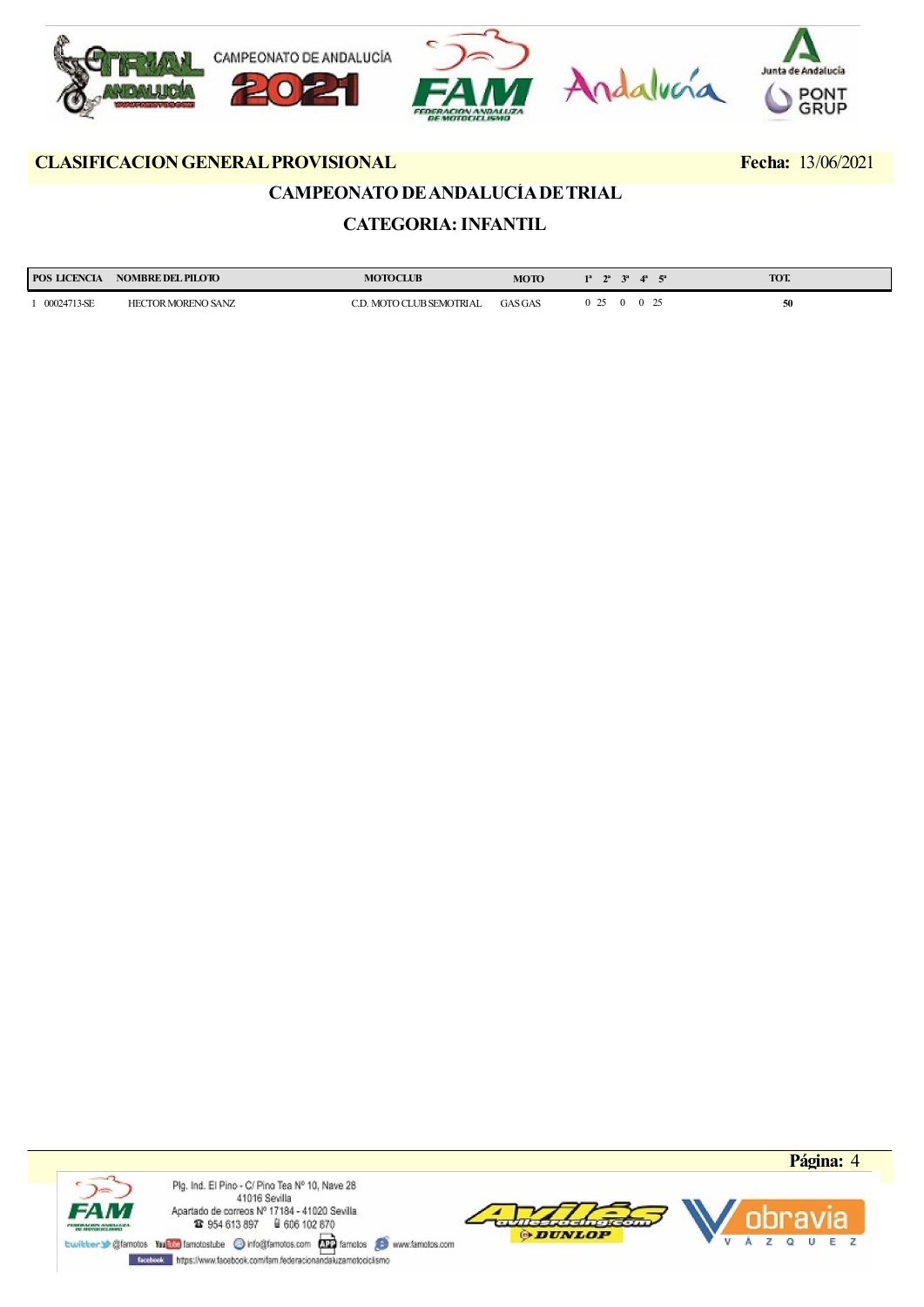**CLASIFICACION GENERAL PROVISIONAL** **Fecha:** 13/06/2021

## CAMPEONATO DE ANDALUCÍA DE TRIAL

## CATEGORIA: INFANTIL

| POS | LICENCIA | NOMBRE DEL PILOTO | MOTOCLUB | MOTO | 1ª | 2ª | 3ª | 4ª | 5ª | TOT. |
|---|---|---|---|---|---|---|---|---|---|---|
| 1 | 00024713-SE | HECTOR MORENO SANZ | C.D. MOTO CLUB SEMOTRIAL | GAS GAS | 0 | 25 | 0 | 0 | 25 | **50** |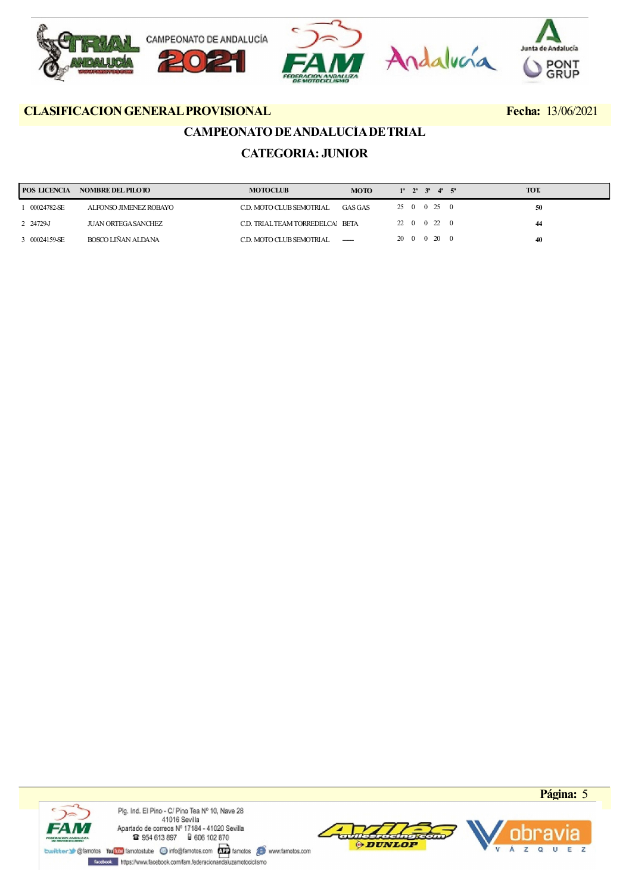**CLASIFICACION GENERAL PROVISIONAL** **Fecha:** 13/06/2021

## CAMPEONATO DE ANDALUCÍA DE TRIAL

## CATEGORIA: JUNIOR

| POS | LICENCIA | NOMBRE DEL PILOTO | MOTOCLUB | MOTO | 1ª | 2ª | 3ª | 4ª | 5ª | TOT. |
|---|---|---|---|---|---|---|---|---|---|---|
| 1 | 00024782-SE | ALFONSO JIMENEZ ROBAYO | C.D. MOTO CLUB SEMOTRIAL | GAS GAS | 25 | 0 | 0 | 25 | 0 | **50** |
| 2 | 24729-J | JUAN ORTEGA SANCHEZ | C.D. TRIAL TEAM TORREDELCAI | BETA | 22 | 0 | 0 | 22 | 0 | **44** |
| 3 | 00024159-SE | BOSCO LIÑAN ALDANA | C.D. MOTO CLUB SEMOTRIAL | ---- | 20 | 0 | 0 | 20 | 0 | **40** |

Plg. Ind. El Pino - C/ Pino Tea Nº 10, Nave 28
41016 Sevilla
Apartado de correos Nº 17184 - 41020 Sevilla
954 613 897 606 102 870
@famotos famotostube info@famotos.com famotos www.famotos.com
https://www.facebook.com/fam.federacionandaluzamotociclismo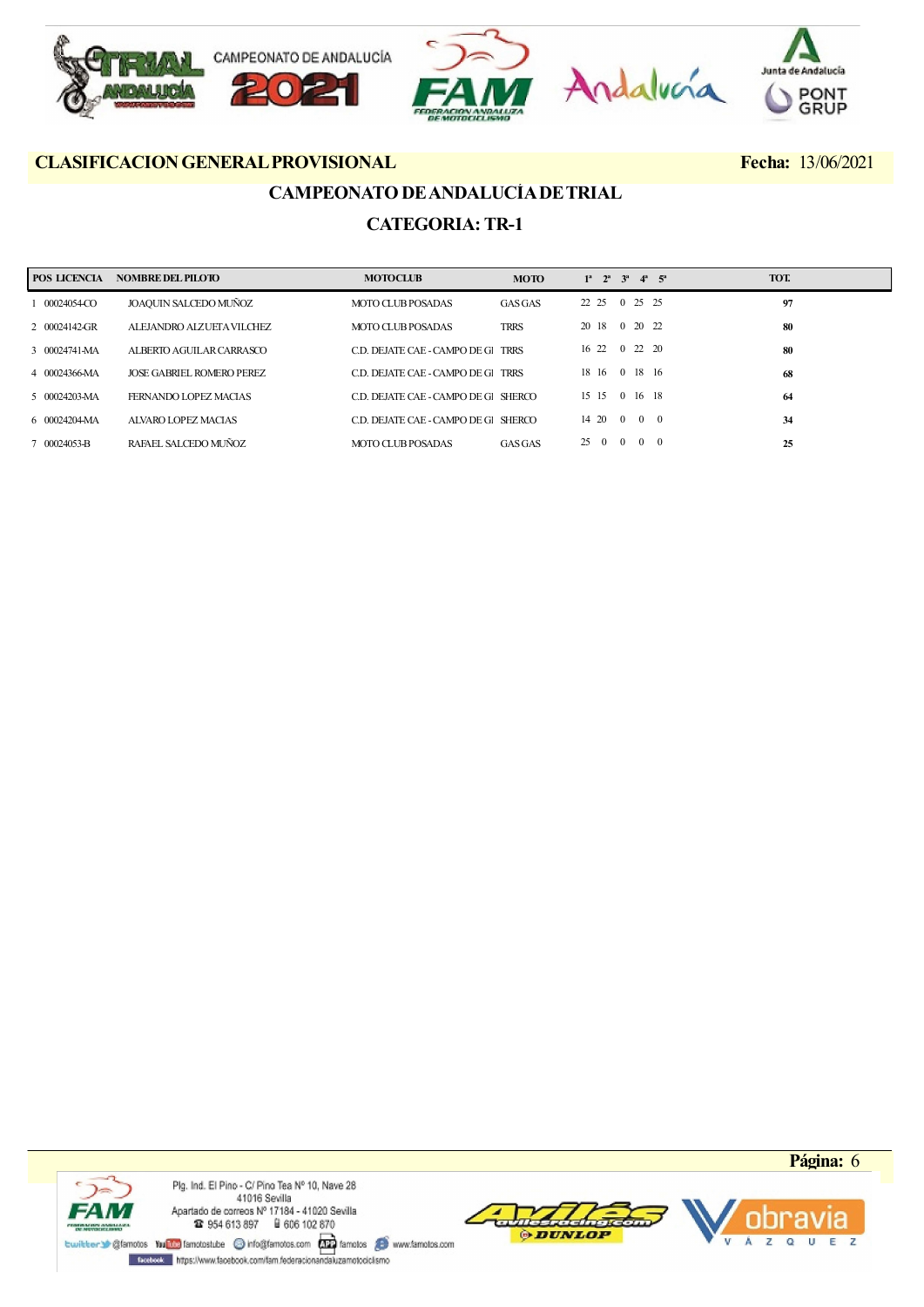**CLASIFICACION GENERAL PROVISIONAL** **Fecha:** 13/06/2021

## CAMPEONATO DE ANDALUCÍA DE TRIAL

## CATEGORIA: TR-1

| POS | LICENCIA | NOMBRE DEL PILOTO | MOTOCLUB | MOTO | 1ª | 2ª | 3ª | 4ª | 5ª | TOT. |
|---|---|---|---|---|---|---|---|---|---|---|
| 1 | 00024054-CO | JOAQUIN SALCEDO MUÑOZ | MOTO CLUB POSADAS | GAS GAS | 22 | 25 | 0 | 25 | 25 | 97 |
| 2 | 00024142-GR | ALEJANDRO ALZUETA VILCHEZ | MOTO CLUB POSADAS | TRRS | 20 | 18 | 0 | 20 | 22 | 80 |
| 3 | 00024741-MA | ALBERTO AGUILAR CARRASCO | C.D. DEJATE CAE - CAMPO DE GI | TRRS | 16 | 22 | 0 | 22 | 20 | 80 |
| 4 | 00024366-MA | JOSE GABRIEL ROMERO PEREZ | C.D. DEJATE CAE - CAMPO DE GI | TRRS | 18 | 16 | 0 | 18 | 16 | 68 |
| 5 | 00024203-MA | FERNANDO LOPEZ MACIAS | C.D. DEJATE CAE - CAMPO DE GI | SHERCO | 15 | 15 | 0 | 16 | 18 | 64 |
| 6 | 00024204-MA | ALVARO LOPEZ MACIAS | C.D. DEJATE CAE - CAMPO DE GI | SHERCO | 14 | 20 | 0 | 0 | 0 | 34 |
| 7 | 00024053-B | RAFAEL SALCEDO MUÑOZ | MOTO CLUB POSADAS | GAS GAS | 25 | 0 | 0 | 0 | 0 | 25 |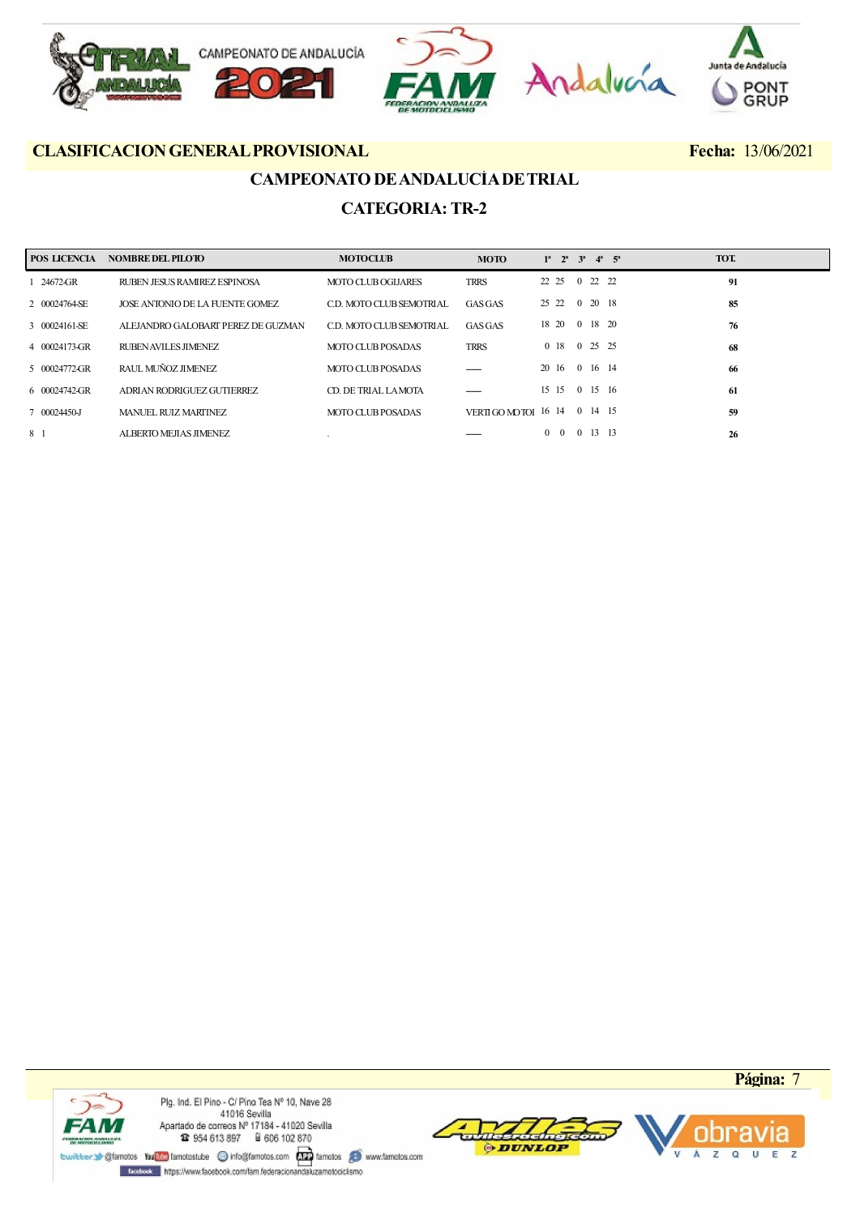**CLASIFICACION GENERAL PROVISIONAL** **Fecha:** 13/06/2021

## CAMPEONATO DE ANDALUCÍA DE TRIAL

## CATEGORIA: TR-2

| POS | LICENCIA | NOMBRE DEL PILOTO | MOTOCLUB | MOTO | 1ª | 2ª | 3ª | 4ª | 5ª | TOT. |
|---|---|---|---|---|---|---|---|---|---|---|
| 1 | 24672-GR | RUBEN JESUS RAMIREZ ESPINOSA | MOTO CLUB OGIJARES | TRRS | 22 | 25 | 0 | 22 | 22 | **91** |
| 2 | 00024764-SE | JOSE ANTONIO DE LA FUENTE GOMEZ | C.D. MOTO CLUB SEMOTRIAL | GAS GAS | 25 | 22 | 0 | 20 | 18 | **85** |
| 3 | 00024161-SE | ALEJANDRO GALOBART PEREZ DE GUZMAN | C.D. MOTO CLUB SEMOTRIAL | GAS GAS | 18 | 20 | 0 | 18 | 20 | **76** |
| 4 | 00024173-GR | RUBEN AVILES JIMENEZ | MOTO CLUB POSADAS | TRRS | 0 | 18 | 0 | 25 | 25 | **68** |
| 5 | 00024772-GR | RAUL MUÑOZ JIMENEZ | MOTO CLUB POSADAS | —— | 20 | 16 | 0 | 16 | 14 | **66** |
| 6 | 00024742-GR | ADRIAN RODRIGUEZ GUTIERREZ | CD. DE TRIAL LA MOTA | —— | 15 | 15 | 0 | 15 | 16 | **61** |
| 7 | 00024450-J | MANUEL RUIZ MARTINEZ | MOTO CLUB POSADAS | VERTIGO MOTOI | 16 | 14 | 0 | 14 | 15 | **59** |
| 8 | 1 | ALBERTO MEJIAS JIMENEZ | . | —— | 0 | 0 | 0 | 13 | 13 | **26** |

Plg. Ind. El Pino - C/ Pino Tea Nº 10, Nave 28
41016 Sevilla
Apartado de correos Nº 17184 - 41020 Sevilla
954 613 897 606 102 870
@famotos famotostube info@famotos.com famotos www.famotos.com
https://www.facebook.com/fam.federacionandaluzamotociclismo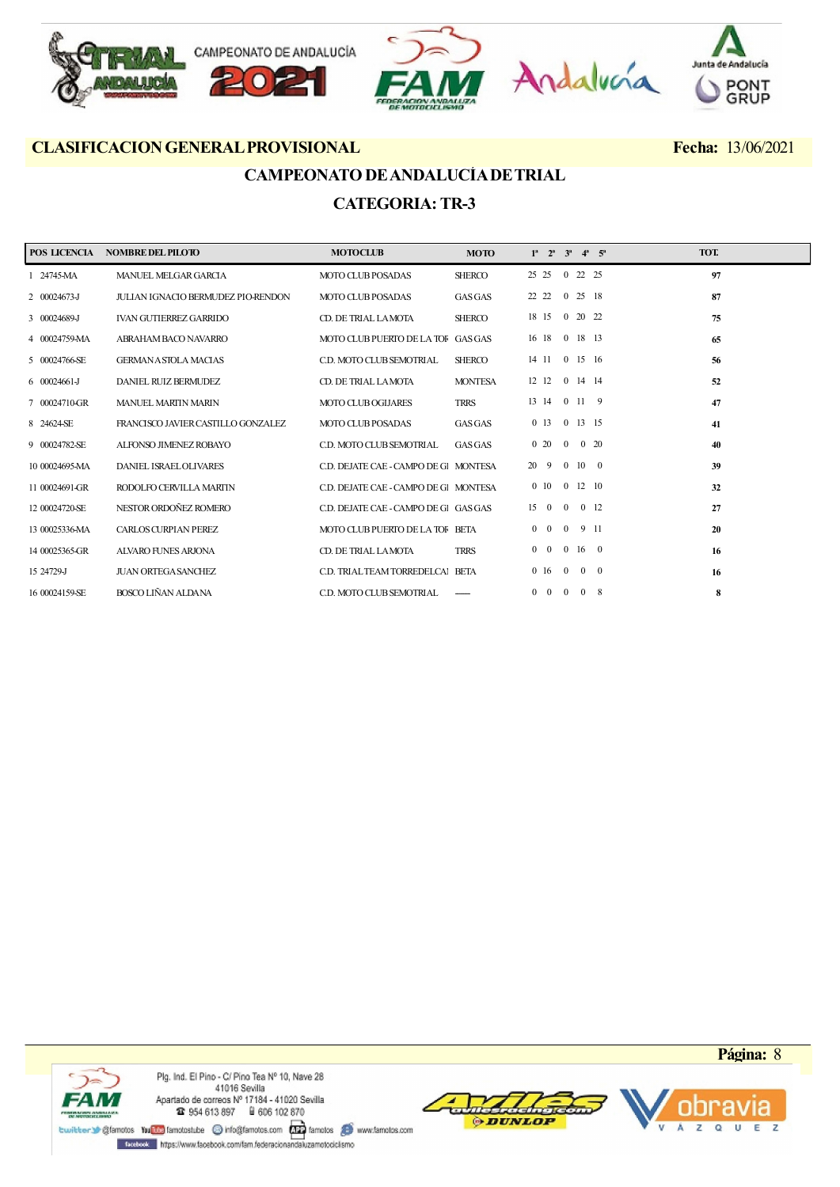**CLASIFICACION GENERAL PROVISIONAL** **Fecha:** 13/06/2021

## CAMPEONATO DE ANDALUCÍA DE TRIAL

## CATEGORIA: TR-3

| POS | LICENCIA | NOMBRE DEL PILOTO | MOTOCLUB | MOTO | 1ª | 2ª | 3ª | 4ª | 5ª | TOT. |
|---|---|---|---|---|---|---|---|---|---|---|
| 1 | 24745-MA | MANUEL MELGAR GARCIA | MOTO CLUB POSADAS | SHERCO | 25 | 25 | 0 | 22 | 25 | **97** |
| 2 | 00024673-J | JULIAN IGNACIO BERMUDEZ PIO-RENDON | MOTO CLUB POSADAS | GAS GAS | 22 | 22 | 0 | 25 | 18 | **87** |
| 3 | 00024689-J | IVAN GUTIERREZ GARRIDO | CD. DE TRIAL LA MOTA | SHERCO | 18 | 15 | 0 | 20 | 22 | **75** |
| 4 | 00024759-MA | ABRAHAM BACO NAVARRO | MOTO CLUB PUERTO DE LA TOF | GAS GAS | 16 | 18 | 0 | 18 | 13 | **65** |
| 5 | 00024766-SE | GERMAN A STOLA MACIAS | C.D. MOTO CLUB SEMOTRIAL | SHERCO | 14 | 11 | 0 | 15 | 16 | **56** |
| 6 | 00024661-J | DANIEL RUIZ BERMUDEZ | CD. DE TRIAL LA MOTA | MONTESA | 12 | 12 | 0 | 14 | 14 | **52** |
| 7 | 00024710-GR | MANUEL MARTIN MARIN | MOTO CLUB OGIJARES | TRRS | 13 | 14 | 0 | 11 | 9 | **47** |
| 8 | 24624-SE | FRANCISCO JAVIER CASTILLO GONZALEZ | MOTO CLUB POSADAS | GAS GAS | 0 | 13 | 0 | 13 | 15 | **41** |
| 9 | 00024782-SE | ALFONSO JIMENEZ ROBAYO | C.D. MOTO CLUB SEMOTRIAL | GAS GAS | 0 | 20 | 0 | 0 | 20 | **40** |
| 10 | 00024695-MA | DANIEL ISRAEL OLIVARES | C.D. DEJATE CAE - CAMPO DE GI | MONTESA | 20 | 9 | 0 | 10 | 0 | **39** |
| 11 | 00024691-GR | RODOLFO CERVILLA MARTIN | C.D. DEJATE CAE - CAMPO DE GI | MONTESA | 0 | 10 | 0 | 12 | 10 | **32** |
| 12 | 00024720-SE | NESTOR ORDOÑEZ ROMERO | C.D. DEJATE CAE - CAMPO DE GI | GAS GAS | 15 | 0 | 0 | 0 | 12 | **27** |
| 13 | 00025336-MA | CARLOS CURPIAN PEREZ | MOTO CLUB PUERTO DE LA TOF | BETA | 0 | 0 | 0 | 9 | 11 | **20** |
| 14 | 00025365-GR | ALVARO FUNES ARJONA | CD. DE TRIAL LA MOTA | TRRS | 0 | 0 | 0 | 16 | 0 | **16** |
| 15 | 24729-J | JUAN ORTEGA SANCHEZ | C.D. TRIAL TEAM TORREDELCAI | BETA | 0 | 16 | 0 | 0 | 0 | **16** |
| 16 | 00024159-SE | BOSCO LIÑAN ALDANA | C.D. MOTO CLUB SEMOTRIAL | —— | 0 | 0 | 0 | 0 | 8 | **8** |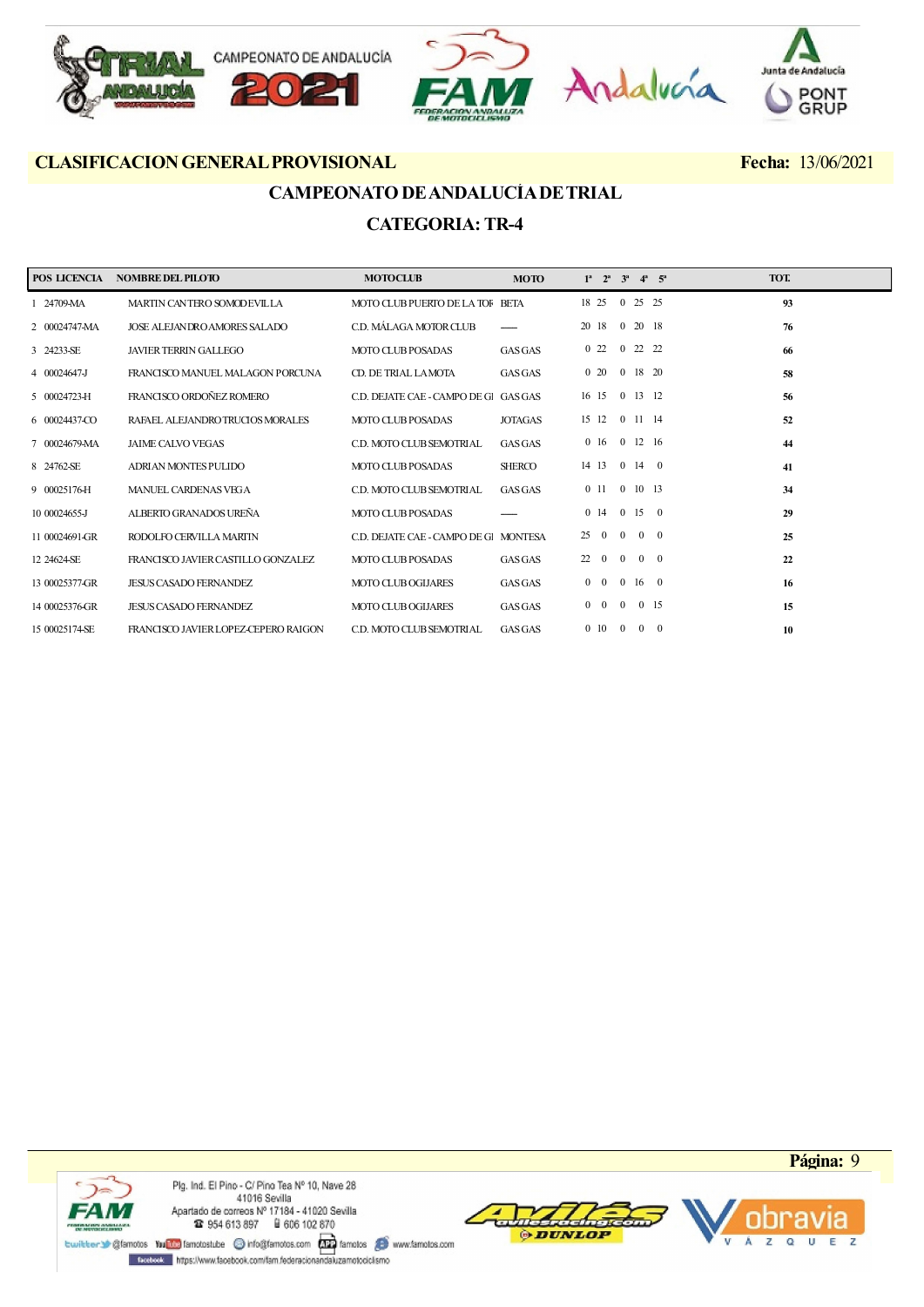**CLASIFICACION GENERAL PROVISIONAL** **Fecha:** 13/06/2021

## CAMPEONATO DE ANDALUCÍA DE TRIAL

## CATEGORIA: TR-4

| POS | LICENCIA | NOMBRE DEL PILOTO | MOTOCLUB | MOTO | 1ª | 2ª | 3ª | 4ª | 5ª | TOT. |
|---|---|---|---|---|---|---|---|---|---|---|
| 1 | 24709-MA | MARTIN CANTERO SOMODEVILLA | MOTO CLUB PUERTO DE LA TOR | BETA | 18 | 25 | 0 | 25 | 25 | 93 |
| 2 | 00024747-MA | JOSE ALEJANDRO AMORES SALADO | C.D. MÁLAGA MOTOR CLUB | —— | 20 | 18 | 0 | 20 | 18 | 76 |
| 3 | 24233-SE | JAVIER TERRIN GALLEGO | MOTO CLUB POSADAS | GAS GAS | 0 | 22 | 0 | 22 | 22 | 66 |
| 4 | 00024647-J | FRANCISCO MANUEL MALAGON PORCUNA | CD. DE TRIAL LA MOTA | GAS GAS | 0 | 20 | 0 | 18 | 20 | 58 |
| 5 | 00024723-H | FRANCISCO ORDOÑEZ ROMERO | C.D. DEJATE CAE - CAMPO DE GI | GAS GAS | 16 | 15 | 0 | 13 | 12 | 56 |
| 6 | 00024437-CO | RAFAEL ALEJANDRO TRUCIOS MORALES | MOTO CLUB POSADAS | JOTAGAS | 15 | 12 | 0 | 11 | 14 | 52 |
| 7 | 00024679-MA | JAIME CALVO VEGAS | C.D. MOTO CLUB SEMOTRIAL | GAS GAS | 0 | 16 | 0 | 12 | 16 | 44 |
| 8 | 24762-SE | ADRIAN MONTES PULIDO | MOTO CLUB POSADAS | SHERCO | 14 | 13 | 0 | 14 | 0 | 41 |
| 9 | 00025176-H | MANUEL CARDENAS VEGA | C.D. MOTO CLUB SEMOTRIAL | GAS GAS | 0 | 11 | 0 | 10 | 13 | 34 |
| 10 | 00024655-J | ALBERTO GRANADOS UREÑA | MOTO CLUB POSADAS | —— | 0 | 14 | 0 | 15 | 0 | 29 |
| 11 | 00024691-GR | RODOLFO CERVILLA MARTIN | C.D. DEJATE CAE - CAMPO DE GI | MONTESA | 25 | 0 | 0 | 0 | 0 | 25 |
| 12 | 24624-SE | FRANCISCO JAVIER CASTILLO GONZALEZ | MOTO CLUB POSADAS | GAS GAS | 22 | 0 | 0 | 0 | 0 | 22 |
| 13 | 00025377-GR | JESUS CASADO FERNANDEZ | MOTO CLUB OGIJARES | GAS GAS | 0 | 0 | 0 | 16 | 0 | 16 |
| 14 | 00025376-GR | JESUS CASADO FERNANDEZ | MOTO CLUB OGIJARES | GAS GAS | 0 | 0 | 0 | 0 | 15 | 15 |
| 15 | 00025174-SE | FRANCISCO JAVIER LOPEZ-CEPERO RAIGON | C.D. MOTO CLUB SEMOTRIAL | GAS GAS | 0 | 10 | 0 | 0 | 0 | 10 |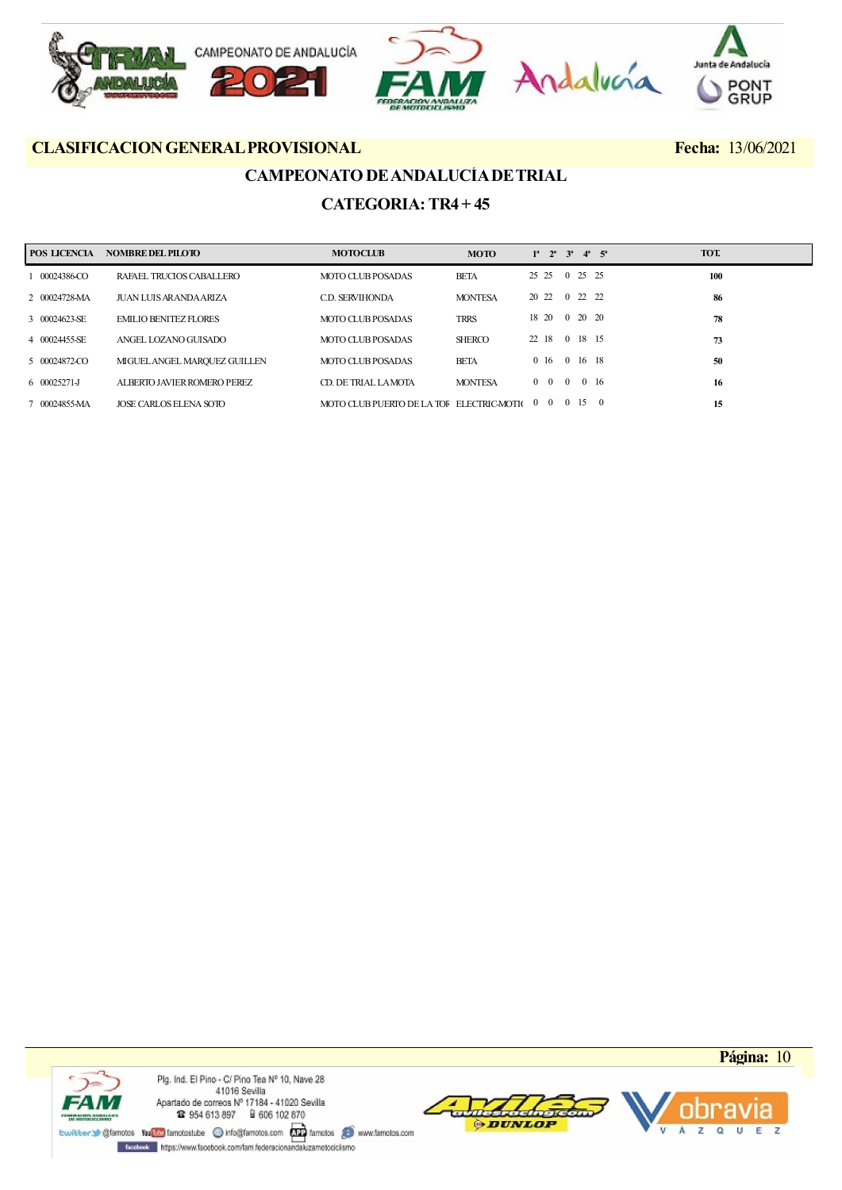**CLASIFICACION GENERAL PROVISIONAL** **Fecha:** 13/06/2021

## CAMPEONATO DE ANDALUCÍA DE TRIAL

## CATEGORIA: TR4 + 45

| POS | LICENCIA | NOMBRE DEL PILOTO | MOTOCLUB | MOTO | 1ª | 2ª | 3ª | 4ª | 5ª | TOT. |
|---|---|---|---|---|---|---|---|---|---|---|
| 1 | 00024386-CO | RAFAEL TRUCIOS CABALLERO | MOTO CLUB POSADAS | BETA | 25 | 25 | 0 | 25 | 25 | **100** |
| 2 | 00024728-MA | JUAN LUIS ARANDA ARIZA | C.D. SERVIHONDA | MONTESA | 20 | 22 | 0 | 22 | 22 | **86** |
| 3 | 00024623-SE | EMILIO BENITEZ FLORES | MOTO CLUB POSADAS | TRRS | 18 | 20 | 0 | 20 | 20 | **78** |
| 4 | 00024455-SE | ANGEL LOZANO GUISADO | MOTO CLUB POSADAS | SHERCO | 22 | 18 | 0 | 18 | 15 | **73** |
| 5 | 00024872-CO | MIGUEL ANGEL MARQUEZ GUILLEN | MOTO CLUB POSADAS | BETA | 0 | 16 | 0 | 16 | 18 | **50** |
| 6 | 00025271-J | ALBERTO JAVIER ROMERO PEREZ | CD. DE TRIAL LA MOTA | MONTESA | 0 | 0 | 0 | 0 | 16 | **16** |
| 7 | 00024855-MA | JOSE CARLOS ELENA SOTO | MOTO CLUB PUERTO DE LA TOF | ELECTRIC-MOTI( | 0 | 0 | 0 | 15 | 0 | **15** |

Plg. Ind. El Pino - C/ Pino Tea Nº 10, Nave 28
41016 Sevilla
Apartado de correos Nº 17184 - 41020 Sevilla
954 613 897 606 102 870
@famotos famotostube info@famotos.com famotos www.famotos.com
https://www.facebook.com/fam.federacionandaluzamotociclismo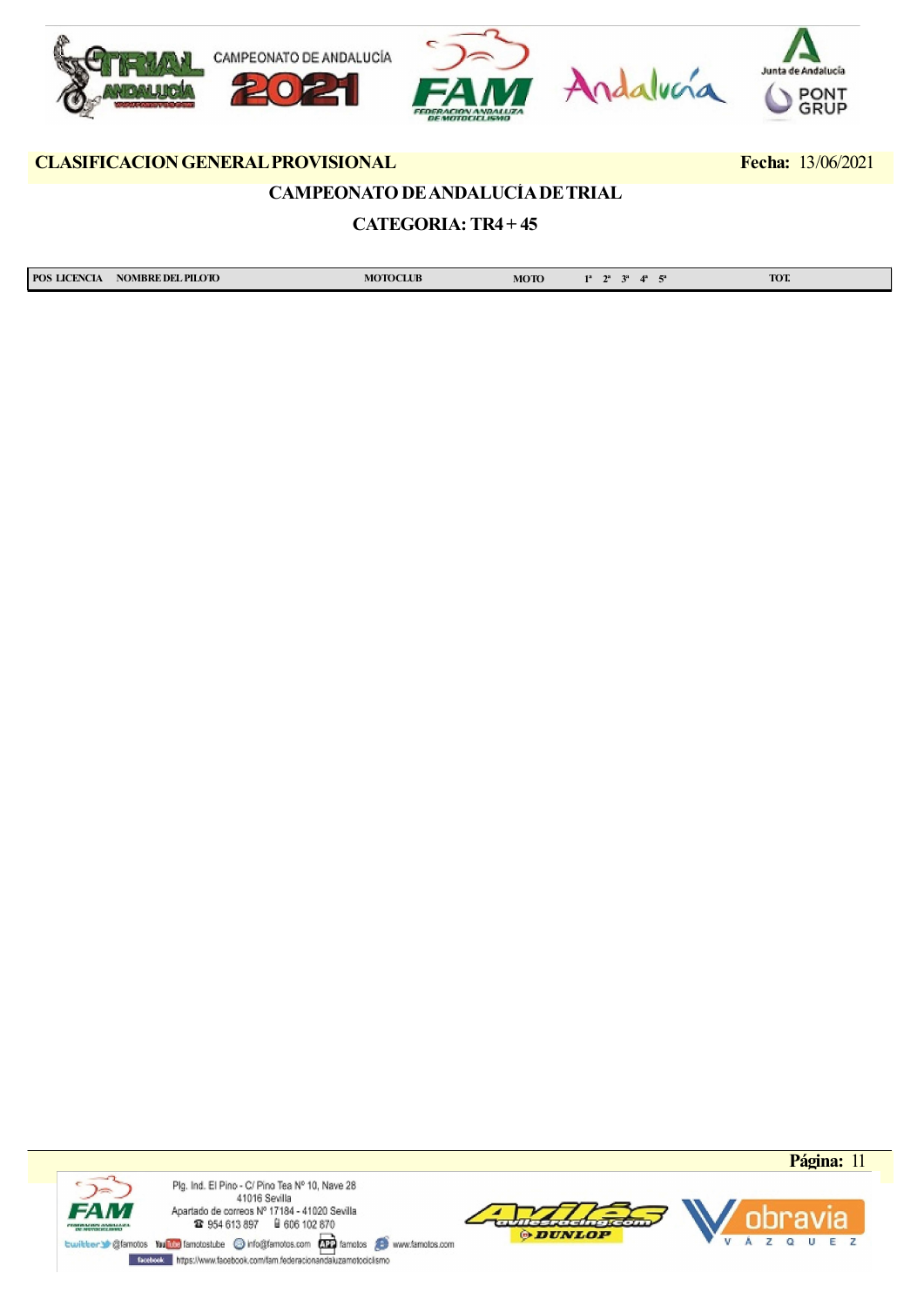**CLASIFICACION GENERAL PROVISIONAL** **Fecha:** 13/06/2021

## CAMPEONATO DE ANDALUCÍA DE TRIAL

### CATEGORIA: TR4 + 45

| POS | LICENCIA | NOMBRE DEL PILOTO | MOTOCLUB | MOTO | 1ª | 2ª | 3ª | 4ª | 5ª | TOT. |
|---|---|---|---|---|---|---|---|---|---|---|